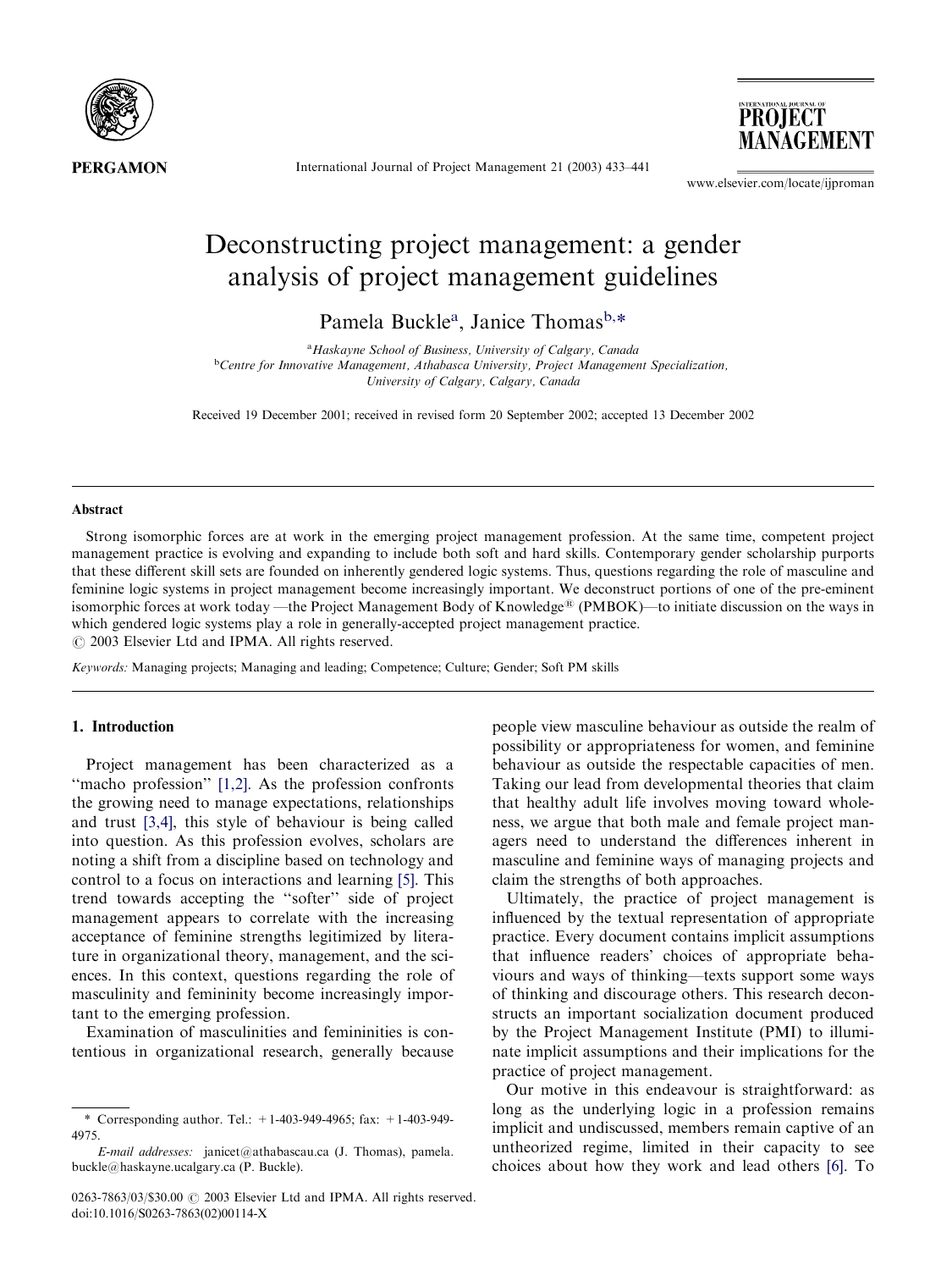# Deconstructing project management: a gender analysis of project management guidelines

Pamela Buckle[a], Janice Thomas[b,*]

[a]Haskayne School of Business, University of Calgary, Canada
[b]Centre for Innovative Management, Athabasca University, Project Management Specialization, University of Calgary, Calgary, Canada

Received 19 December 2001; received in revised form 20 September 2002; accepted 13 December 2002

## Abstract

Strong isomorphic forces are at work in the emerging project management profession. At the same time, competent project management practice is evolving and expanding to include both soft and hard skills. Contemporary gender scholarship purports that these different skill sets are founded on inherently gendered logic systems. Thus, questions regarding the role of masculine and feminine logic systems in project management become increasingly important. We deconstruct portions of one of the pre-eminent isomorphic forces at work today —the Project Management Body of Knowledge® (PMBOK)—to initiate discussion on the ways in which gendered logic systems play a role in generally-accepted project management practice.
© 2003 Elsevier Ltd and IPMA. All rights reserved.

*Keywords:* Managing projects; Managing and leading; Competence; Culture; Gender; Soft PM skills

## 1. Introduction

Project management has been characterized as a ''macho profession'' [1,2]. As the profession confronts the growing need to manage expectations, relationships and trust [3,4], this style of behaviour is being called into question. As this profession evolves, scholars are noting a shift from a discipline based on technology and control to a focus on interactions and learning [5]. This trend towards accepting the ''softer'' side of project management appears to correlate with the increasing acceptance of feminine strengths legitimized by literature in organizational theory, management, and the sciences. In this context, questions regarding the role of masculinity and femininity become increasingly important to the emerging profession.

Examination of masculinities and femininities is contentious in organizational research, generally because people view masculine behaviour as outside the realm of possibility or appropriateness for women, and feminine behaviour as outside the respectable capacities of men. Taking our lead from developmental theories that claim that healthy adult life involves moving toward wholeness, we argue that both male and female project managers need to understand the differences inherent in masculine and feminine ways of managing projects and claim the strengths of both approaches.

Ultimately, the practice of project management is influenced by the textual representation of appropriate practice. Every document contains implicit assumptions that influence readers' choices of appropriate behaviours and ways of thinking—texts support some ways of thinking and discourage others. This research deconstructs an important socialization document produced by the Project Management Institute (PMI) to illuminate implicit assumptions and their implications for the practice of project management.

Our motive in this endeavour is straightforward: as long as the underlying logic in a profession remains implicit and undiscussed, members remain captive of an untheorized regime, limited in their capacity to see choices about how they work and lead others [6]. To

* Corresponding author. Tel.: +1-403-949-4965; fax: +1-403-949-4975.

*E-mail addresses:* janicet@athabascau.ca (J. Thomas), pamela.buckle@haskayne.ucalgary.ca (P. Buckle).

0263-7863/03/$30.00 © 2003 Elsevier Ltd and IPMA. All rights reserved.
doi:10.1016/S0263-7863(02)00114-X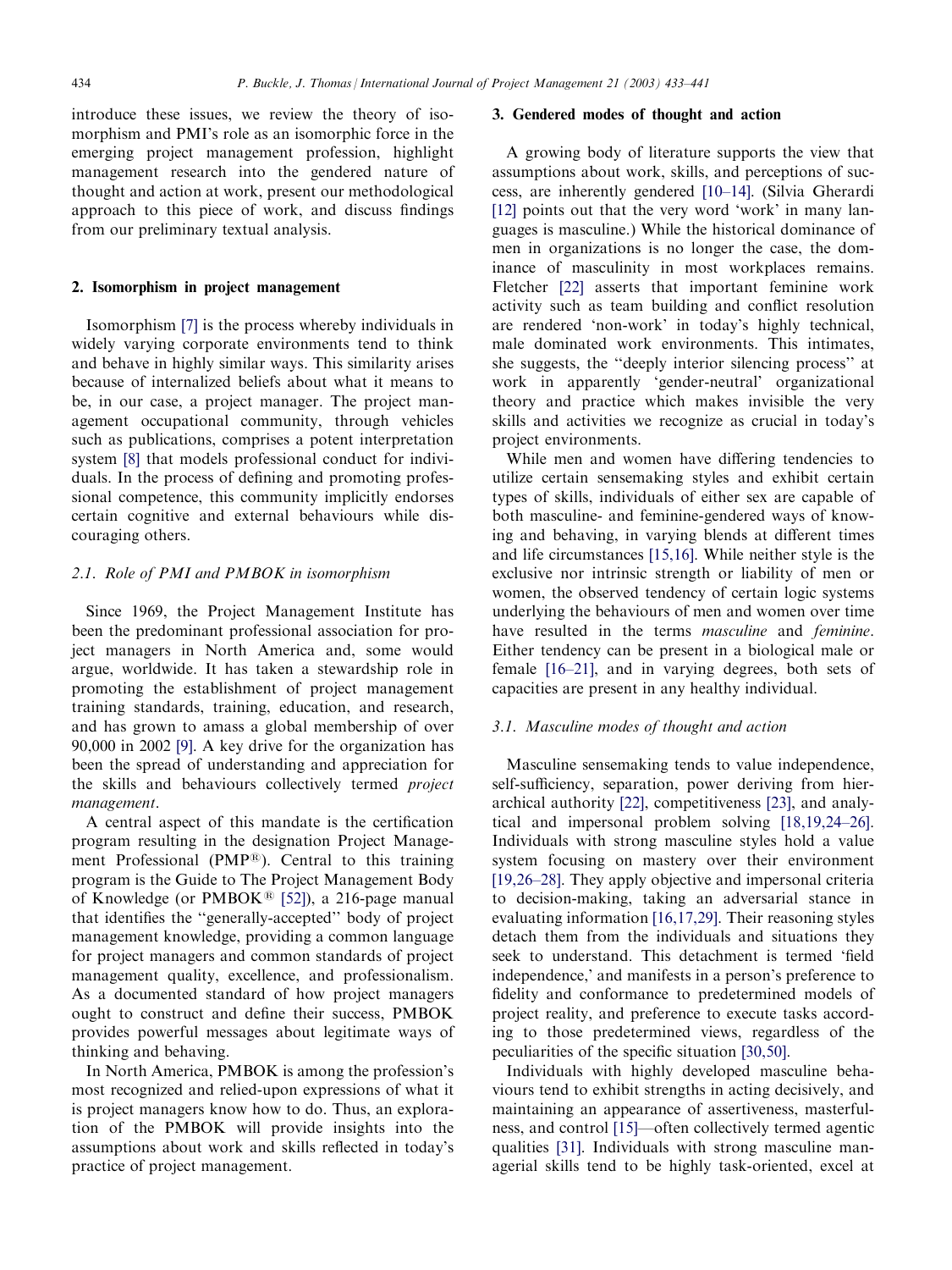introduce these issues, we review the theory of isomorphism and PMI's role as an isomorphic force in the emerging project management profession, highlight management research into the gendered nature of thought and action at work, present our methodological approach to this piece of work, and discuss findings from our preliminary textual analysis.

## 2. Isomorphism in project management

Isomorphism [7] is the process whereby individuals in widely varying corporate environments tend to think and behave in highly similar ways. This similarity arises because of internalized beliefs about what it means to be, in our case, a project manager. The project management occupational community, through vehicles such as publications, comprises a potent interpretation system [8] that models professional conduct for individuals. In the process of defining and promoting professional competence, this community implicitly endorses certain cognitive and external behaviours while discouraging others.

### 2.1. Role of PMI and PMBOK in isomorphism

Since 1969, the Project Management Institute has been the predominant professional association for project managers in North America and, some would argue, worldwide. It has taken a stewardship role in promoting the establishment of project management training standards, training, education, and research, and has grown to amass a global membership of over 90,000 in 2002 [9]. A key drive for the organization has been the spread of understanding and appreciation for the skills and behaviours collectively termed *project management*.

A central aspect of this mandate is the certification program resulting in the designation Project Management Professional (PMP®). Central to this training program is the Guide to The Project Management Body of Knowledge (or PMBOK® [52]), a 216-page manual that identifies the "generally-accepted" body of project management knowledge, providing a common language for project managers and common standards of project management quality, excellence, and professionalism. As a documented standard of how project managers ought to construct and define their success, PMBOK provides powerful messages about legitimate ways of thinking and behaving.

In North America, PMBOK is among the profession's most recognized and relied-upon expressions of what it is project managers know how to do. Thus, an exploration of the PMBOK will provide insights into the assumptions about work and skills reflected in today's practice of project management.

## 3. Gendered modes of thought and action

A growing body of literature supports the view that assumptions about work, skills, and perceptions of success, are inherently gendered [10–14]. (Silvia Gherardi [12] points out that the very word 'work' in many languages is masculine.) While the historical dominance of men in organizations is no longer the case, the dominance of masculinity in most workplaces remains. Fletcher [22] asserts that important feminine work activity such as team building and conflict resolution are rendered 'non-work' in today's highly technical, male dominated work environments. This intimates, she suggests, the "deeply interior silencing process" at work in apparently 'gender-neutral' organizational theory and practice which makes invisible the very skills and activities we recognize as crucial in today's project environments.

While men and women have differing tendencies to utilize certain sensemaking styles and exhibit certain types of skills, individuals of either sex are capable of both masculine- and feminine-gendered ways of knowing and behaving, in varying blends at different times and life circumstances [15,16]. While neither style is the exclusive nor intrinsic strength or liability of men or women, the observed tendency of certain logic systems underlying the behaviours of men and women over time have resulted in the terms *masculine* and *feminine*. Either tendency can be present in a biological male or female [16–21], and in varying degrees, both sets of capacities are present in any healthy individual.

### 3.1. Masculine modes of thought and action

Masculine sensemaking tends to value independence, self-sufficiency, separation, power deriving from hierarchical authority [22], competitiveness [23], and analytical and impersonal problem solving [18,19,24–26]. Individuals with strong masculine styles hold a value system focusing on mastery over their environment [19,26–28]. They apply objective and impersonal criteria to decision-making, taking an adversarial stance in evaluating information [16,17,29]. Their reasoning styles detach them from the individuals and situations they seek to understand. This detachment is termed 'field independence,' and manifests in a person's preference to fidelity and conformance to predetermined models of project reality, and preference to execute tasks according to those predetermined views, regardless of the peculiarities of the specific situation [30,50].

Individuals with highly developed masculine behaviours tend to exhibit strengths in acting decisively, and maintaining an appearance of assertiveness, masterfulness, and control [15]—often collectively termed agentic qualities [31]. Individuals with strong masculine managerial skills tend to be highly task-oriented, excel at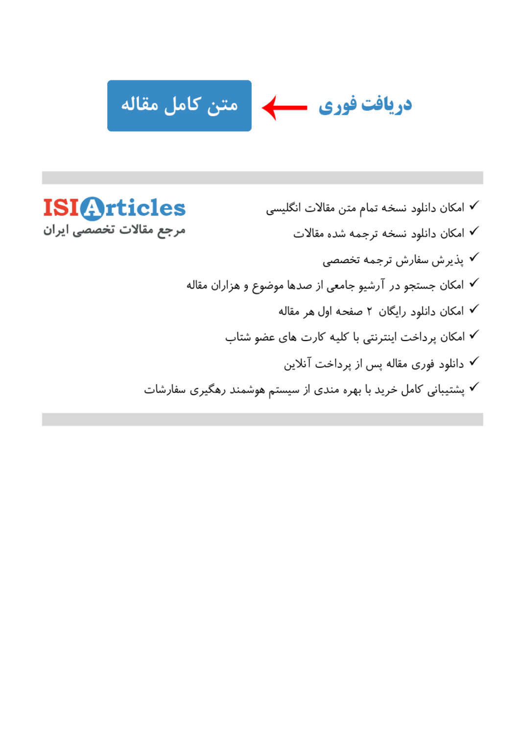دریافت فوری ← متن کامل مقاله

**ISIArticles**
مرجع مقالات تخصصی ایران

- ✓ امکان دانلود نسخه تمام متن مقالات انگلیسی
- ✓ امکان دانلود نسخه ترجمه شده مقالات
- ✓ پذیرش سفارش ترجمه تخصصی
- ✓ امکان جستجو در آرشیو جامعی از صدها موضوع و هزاران مقاله
- ✓ امکان دانلود رایگان ۲ صفحه اول هر مقاله
- ✓ امکان پرداخت اینترنتی با کلیه کارت های عضو شتاب
- ✓ دانلود فوری مقاله پس از پرداخت آنلاین
- ✓ پشتیبانی کامل خرید با بهره مندی از سیستم هوشمند رهگیری سفارشات